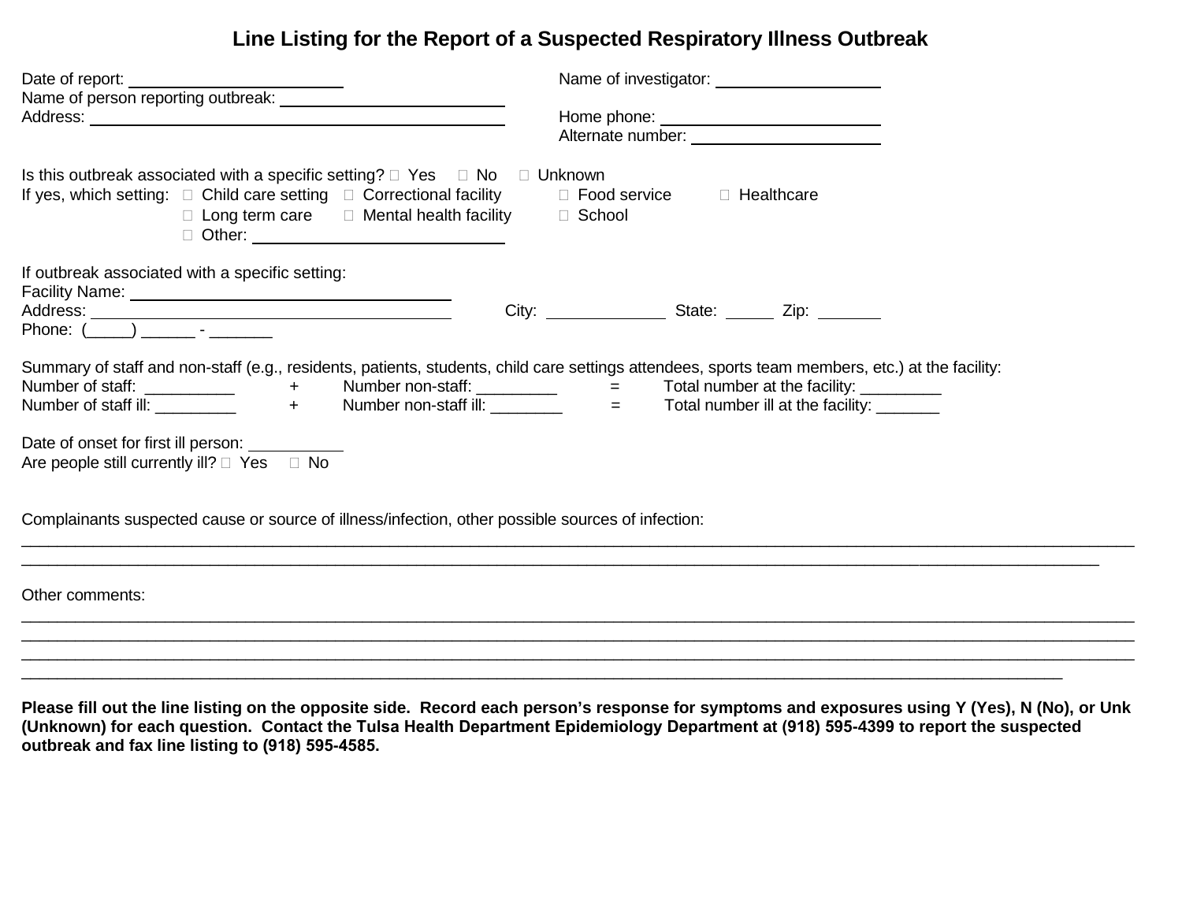# Line Listing for the Report of a Suspected Respiratory Illness Outbreak

Date of report: ______________________ Name of investigator: ________________

Name of person reporting outbreak: ______________________

Address: ______________________________________ Home phone: ______________________

Alternate number: ____________________

Is this outbreak associated with a specific setting? ☐ Yes ☐ No ☐ Unknown

If yes, which setting: ☐ Child care setting ☐ Correctional facility ☐ Food service ☐ Healthcare
☐ Long term care ☐ Mental health facility ☐ School
☐ Other: _________________________

If outbreak associated with a specific setting:

Facility Name: ________________________________

Address: ___________________________________ City: ___________ State: _____ Zip: _______

Phone: (_____) ______ - _______

Summary of staff and non-staff (e.g., residents, patients, students, child care settings attendees, sports team members, etc.) at the facility:

Number of staff: __________ + Number non-staff: _________ = Total number at the facility: _________

Number of staff ill: _________ + Number non-staff ill: ________ = Total number ill at the facility: _______

Date of onset for first ill person: __________

Are people still currently ill? ☐ Yes ☐ No

Complainants suspected cause or source of illness/infection, other possible sources of infection:

____________________________________________________________________________________________

____________________________________________________________________________________________

Other comments:

____________________________________________________________________________________________

____________________________________________________________________________________________

____________________________________________________________________________________________

____________________________________________________________________________________________

**Please fill out the line listing on the opposite side. Record each person's response for symptoms and exposures using Y (Yes), N (No), or Unk (Unknown) for each question. Contact the Tulsa Health Department Epidemiology Department at (918) 595-4399 to report the suspected outbreak and fax line listing to (918) 595-4585.**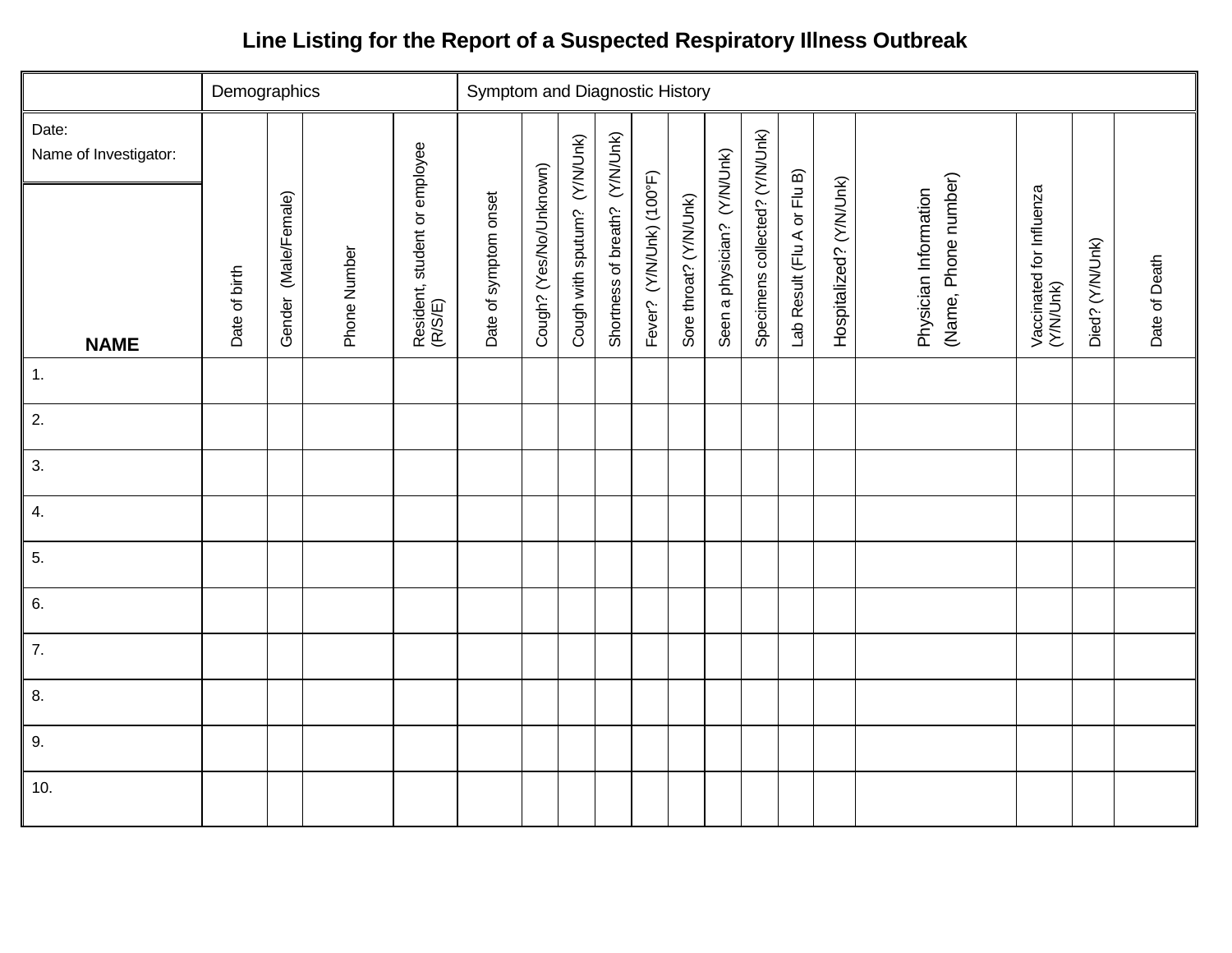# Line Listing for the Report of a Suspected Respiratory Illness Outbreak

| | Demographics | | | | Symptom and Diagnostic History | | | | | | | | | | | | | |
|---|---|---|---|---|---|---|---|---|---|---|---|---|---|---|---|---|---|---|
| Date:<br>Name of Investigator:<br><br>**NAME** | Date of birth | Gender (Male/Female) | Phone Number | Resident, student or employee (R/S/E) | Date of symptom onset | Cough? (Yes/No/Unknown) | Cough with sputum? (Y/N/Unk) | Shortness of breath? (Y/N/Unk) | Fever? (Y/N/Unk) (100°F) | Sore throat? (Y/N/Unk) | Seen a physician? (Y/N/Unk) | Specimens collected? (Y/N/Unk) | Lab Result (Flu A or Flu B) | Hospitalized? (Y/N/Unk) | Physician Information (Name, Phone number) | Vaccinated for Influenza (Y/N/Unk) | Died? (Y/N/Unk) | Date of Death |
| 1. | | | | | | | | | | | | | | | | | | |
| 2. | | | | | | | | | | | | | | | | | | |
| 3. | | | | | | | | | | | | | | | | | | |
| 4. | | | | | | | | | | | | | | | | | | |
| 5. | | | | | | | | | | | | | | | | | | |
| 6. | | | | | | | | | | | | | | | | | | |
| 7. | | | | | | | | | | | | | | | | | | |
| 8. | | | | | | | | | | | | | | | | | | |
| 9. | | | | | | | | | | | | | | | | | | |
| 10. | | | | | | | | | | | | | | | | | | |